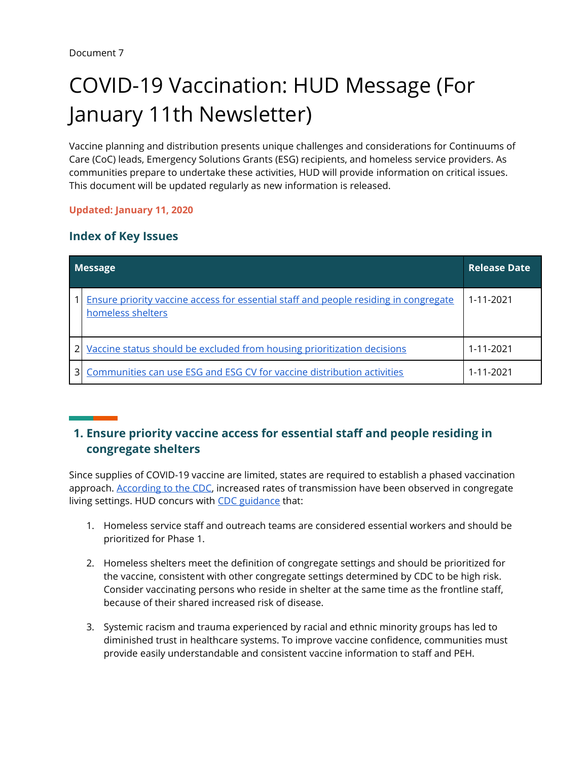Document 7

# COVID-19 Vaccination: HUD Message (For January 11th Newsletter)

Vaccine planning and distribution presents unique challenges and considerations for Continuums of Care (CoC) leads, Emergency Solutions Grants (ESG) recipients, and homeless service providers. As communities prepare to undertake these activities, HUD will provide information on critical issues. This document will be updated regularly as new information is released.

**Updated: January 11, 2020**

## Index of Key Issues

| | Message | Release Date |
|---|---|---|
| 1 | Ensure priority vaccine access for essential staff and people residing in congregate homeless shelters | 1-11-2021 |
| 2 | Vaccine status should be excluded from housing prioritization decisions | 1-11-2021 |
| 3 | Communities can use ESG and ESG CV for vaccine distribution activities | 1-11-2021 |

## 1. Ensure priority vaccine access for essential staff and people residing in congregate shelters

Since supplies of COVID-19 vaccine are limited, states are required to establish a phased vaccination approach. According to the CDC, increased rates of transmission have been observed in congregate living settings. HUD concurs with CDC guidance that:

1. Homeless service staff and outreach teams are considered essential workers and should be prioritized for Phase 1.
2. Homeless shelters meet the definition of congregate settings and should be prioritized for the vaccine, consistent with other congregate settings determined by CDC to be high risk. Consider vaccinating persons who reside in shelter at the same time as the frontline staff, because of their shared increased risk of disease.
3. Systemic racism and trauma experienced by racial and ethnic minority groups has led to diminished trust in healthcare systems. To improve vaccine confidence, communities must provide easily understandable and consistent vaccine information to staff and PEH.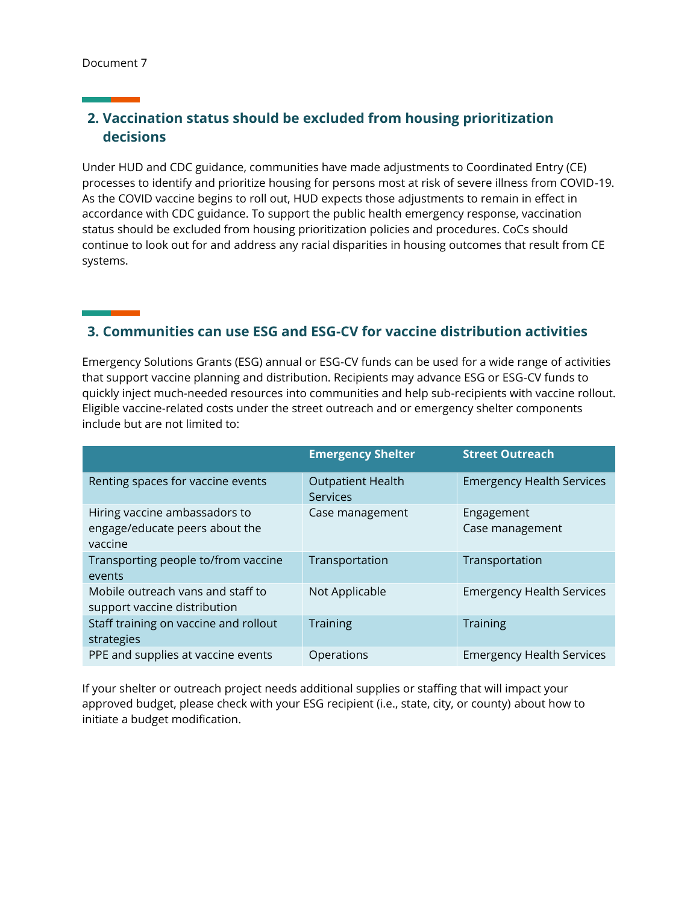Document 7

## 2. Vaccination status should be excluded from housing prioritization decisions

Under HUD and CDC guidance, communities have made adjustments to Coordinated Entry (CE) processes to identify and prioritize housing for persons most at risk of severe illness from COVID-19. As the COVID vaccine begins to roll out, HUD expects those adjustments to remain in effect in accordance with CDC guidance. To support the public health emergency response, vaccination status should be excluded from housing prioritization policies and procedures. CoCs should continue to look out for and address any racial disparities in housing outcomes that result from CE systems.

## 3. Communities can use ESG and ESG-CV for vaccine distribution activities

Emergency Solutions Grants (ESG) annual or ESG-CV funds can be used for a wide range of activities that support vaccine planning and distribution. Recipients may advance ESG or ESG-CV funds to quickly inject much-needed resources into communities and help sub-recipients with vaccine rollout. Eligible vaccine-related costs under the street outreach and or emergency shelter components include but are not limited to:

| | Emergency Shelter | Street Outreach |
|---|---|---|
| Renting spaces for vaccine events | Outpatient Health Services | Emergency Health Services |
| Hiring vaccine ambassadors to engage/educate peers about the vaccine | Case management | Engagement<br>Case management |
| Transporting people to/from vaccine events | Transportation | Transportation |
| Mobile outreach vans and staff to support vaccine distribution | Not Applicable | Emergency Health Services |
| Staff training on vaccine and rollout strategies | Training | Training |
| PPE and supplies at vaccine events | Operations | Emergency Health Services |

If your shelter or outreach project needs additional supplies or staffing that will impact your approved budget, please check with your ESG recipient (i.e., state, city, or county) about how to initiate a budget modification.